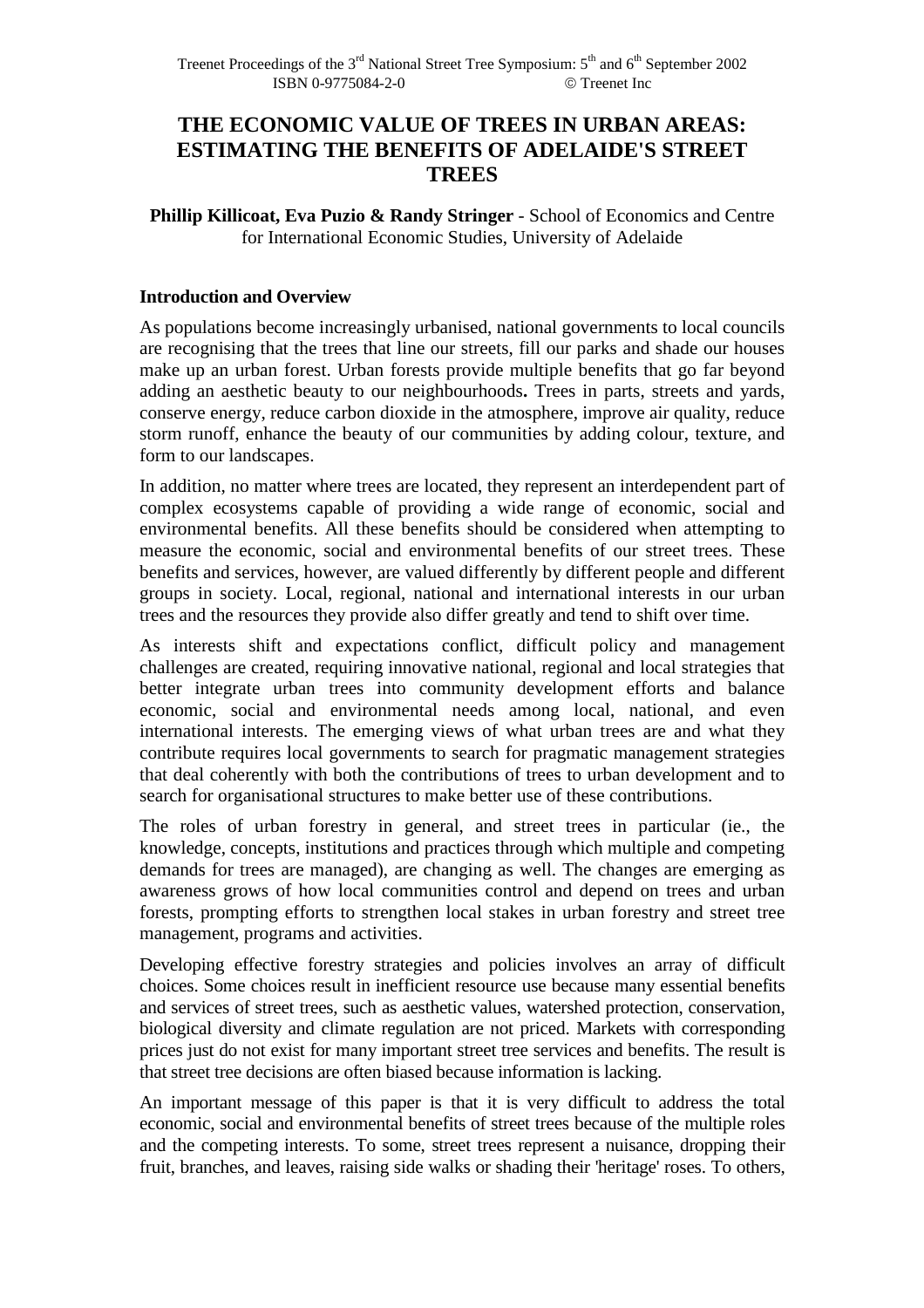# THE ECONOMIC VALUE OF TREES IN URBAN AREAS: ESTIMATING THE BENEFITS OF ADELAIDE'S STREET TREES

**Phillip Killicoat, Eva Puzio & Randy Stringer** - School of Economics and Centre for International Economic Studies, University of Adelaide

**Introduction and Overview**

As populations become increasingly urbanised, national governments to local councils are recognising that the trees that line our streets, fill our parks and shade our houses make up an urban forest. Urban forests provide multiple benefits that go far beyond adding an aesthetic beauty to our neighbourhoods**.** Trees in parts, streets and yards, conserve energy, reduce carbon dioxide in the atmosphere, improve air quality, reduce storm runoff, enhance the beauty of our communities by adding colour, texture, and form to our landscapes.

In addition, no matter where trees are located, they represent an interdependent part of complex ecosystems capable of providing a wide range of economic, social and environmental benefits. All these benefits should be considered when attempting to measure the economic, social and environmental benefits of our street trees. These benefits and services, however, are valued differently by different people and different groups in society. Local, regional, national and international interests in our urban trees and the resources they provide also differ greatly and tend to shift over time.

As interests shift and expectations conflict, difficult policy and management challenges are created, requiring innovative national, regional and local strategies that better integrate urban trees into community development efforts and balance economic, social and environmental needs among local, national, and even international interests. The emerging views of what urban trees are and what they contribute requires local governments to search for pragmatic management strategies that deal coherently with both the contributions of trees to urban development and to search for organisational structures to make better use of these contributions.

The roles of urban forestry in general, and street trees in particular (ie., the knowledge, concepts, institutions and practices through which multiple and competing demands for trees are managed), are changing as well. The changes are emerging as awareness grows of how local communities control and depend on trees and urban forests, prompting efforts to strengthen local stakes in urban forestry and street tree management, programs and activities.

Developing effective forestry strategies and policies involves an array of difficult choices. Some choices result in inefficient resource use because many essential benefits and services of street trees, such as aesthetic values, watershed protection, conservation, biological diversity and climate regulation are not priced. Markets with corresponding prices just do not exist for many important street tree services and benefits. The result is that street tree decisions are often biased because information is lacking.

An important message of this paper is that it is very difficult to address the total economic, social and environmental benefits of street trees because of the multiple roles and the competing interests. To some, street trees represent a nuisance, dropping their fruit, branches, and leaves, raising side walks or shading their 'heritage' roses. To others,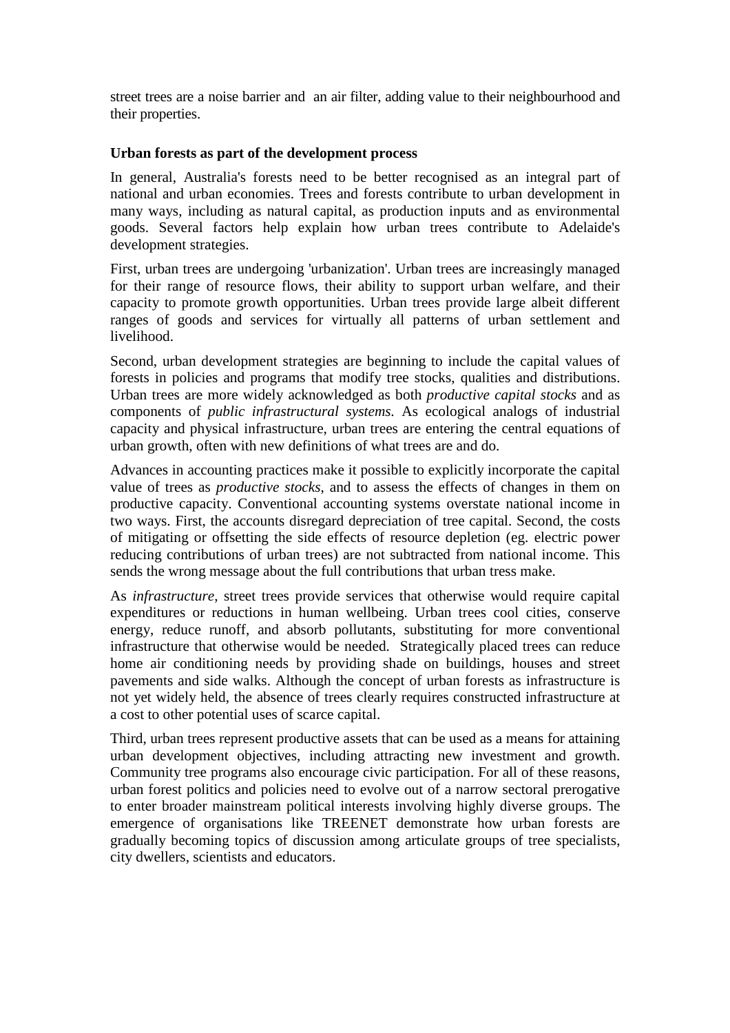street trees are a noise barrier and an air filter, adding value to their neighbourhood and their properties.

**Urban forests as part of the development process**

In general, Australia's forests need to be better recognised as an integral part of national and urban economies. Trees and forests contribute to urban development in many ways, including as natural capital, as production inputs and as environmental goods. Several factors help explain how urban trees contribute to Adelaide's development strategies.

First, urban trees are undergoing 'urbanization'. Urban trees are increasingly managed for their range of resource flows, their ability to support urban welfare, and their capacity to promote growth opportunities. Urban trees provide large albeit different ranges of goods and services for virtually all patterns of urban settlement and livelihood.

Second, urban development strategies are beginning to include the capital values of forests in policies and programs that modify tree stocks, qualities and distributions. Urban trees are more widely acknowledged as both *productive capital stocks* and as components of *public infrastructural systems.* As ecological analogs of industrial capacity and physical infrastructure, urban trees are entering the central equations of urban growth, often with new definitions of what trees are and do.

Advances in accounting practices make it possible to explicitly incorporate the capital value of trees as *productive stocks*, and to assess the effects of changes in them on productive capacity. Conventional accounting systems overstate national income in two ways. First, the accounts disregard depreciation of tree capital. Second, the costs of mitigating or offsetting the side effects of resource depletion (eg. electric power reducing contributions of urban trees) are not subtracted from national income. This sends the wrong message about the full contributions that urban tress make.

As *infrastructure*, street trees provide services that otherwise would require capital expenditures or reductions in human wellbeing. Urban trees cool cities, conserve energy, reduce runoff, and absorb pollutants, substituting for more conventional infrastructure that otherwise would be needed. Strategically placed trees can reduce home air conditioning needs by providing shade on buildings, houses and street pavements and side walks. Although the concept of urban forests as infrastructure is not yet widely held, the absence of trees clearly requires constructed infrastructure at a cost to other potential uses of scarce capital.

Third, urban trees represent productive assets that can be used as a means for attaining urban development objectives, including attracting new investment and growth. Community tree programs also encourage civic participation. For all of these reasons, urban forest politics and policies need to evolve out of a narrow sectoral prerogative to enter broader mainstream political interests involving highly diverse groups. The emergence of organisations like TREENET demonstrate how urban forests are gradually becoming topics of discussion among articulate groups of tree specialists, city dwellers, scientists and educators.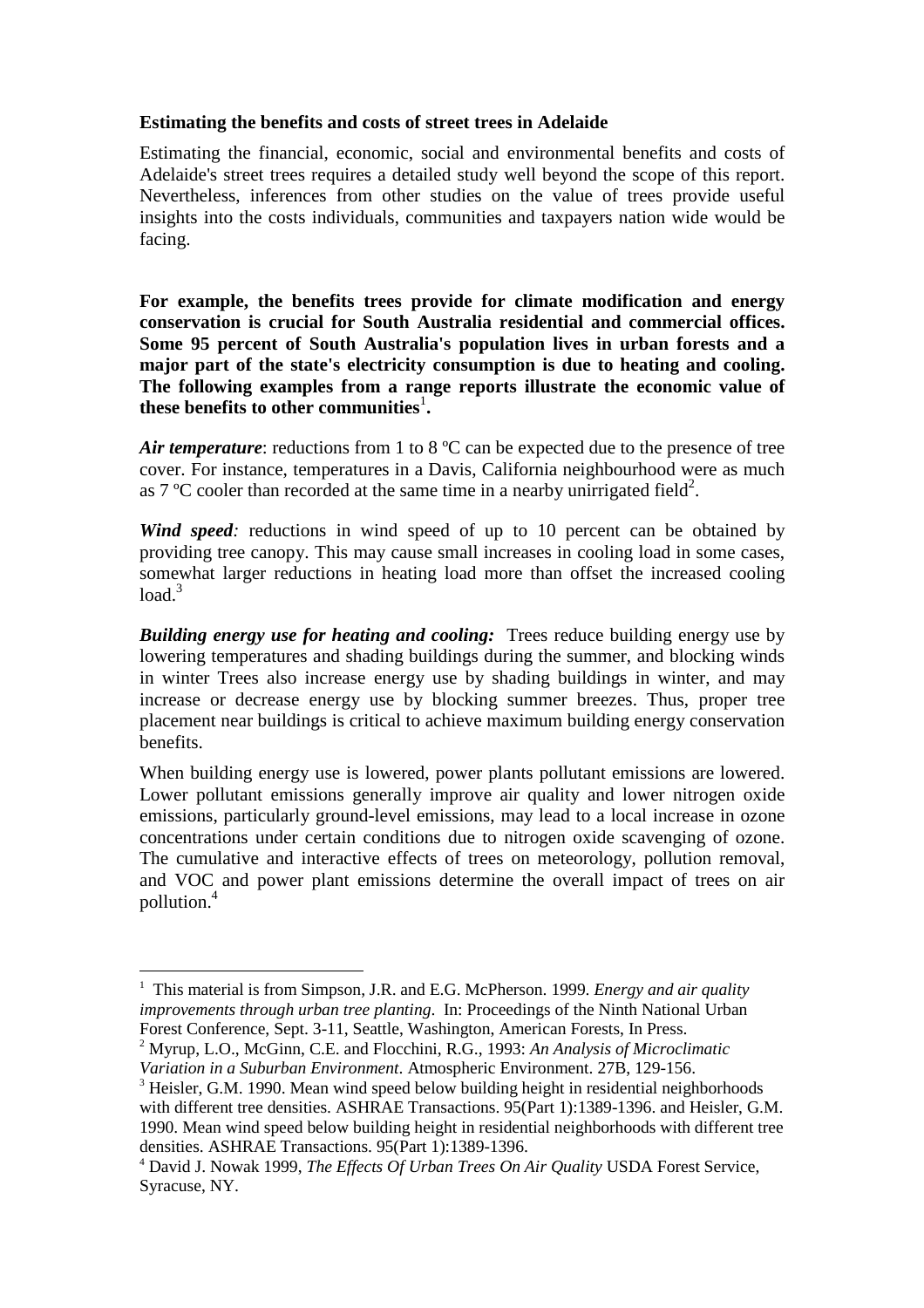**Estimating the benefits and costs of street trees in Adelaide**

Estimating the financial, economic, social and environmental benefits and costs of Adelaide's street trees requires a detailed study well beyond the scope of this report. Nevertheless, inferences from other studies on the value of trees provide useful insights into the costs individuals, communities and taxpayers nation wide would be facing.

**For example, the benefits trees provide for climate modification and energy conservation is crucial for South Australia residential and commercial offices. Some 95 percent of South Australia's population lives in urban forests and a major part of the state's electricity consumption is due to heating and cooling. The following examples from a range reports illustrate the economic value of these benefits to other communities[1].**

***Air temperature***: reductions from 1 to 8 ºC can be expected due to the presence of tree cover. For instance, temperatures in a Davis, California neighbourhood were as much as 7 ºC cooler than recorded at the same time in a nearby unirrigated field[2].

***Wind speed:*** reductions in wind speed of up to 10 percent can be obtained by providing tree canopy. This may cause small increases in cooling load in some cases, somewhat larger reductions in heating load more than offset the increased cooling load.[3]

***Building energy use for heating and cooling:*** Trees reduce building energy use by lowering temperatures and shading buildings during the summer, and blocking winds in winter Trees also increase energy use by shading buildings in winter, and may increase or decrease energy use by blocking summer breezes. Thus, proper tree placement near buildings is critical to achieve maximum building energy conservation benefits.

When building energy use is lowered, power plants pollutant emissions are lowered. Lower pollutant emissions generally improve air quality and lower nitrogen oxide emissions, particularly ground-level emissions, may lead to a local increase in ozone concentrations under certain conditions due to nitrogen oxide scavenging of ozone. The cumulative and interactive effects of trees on meteorology, pollution removal, and VOC and power plant emissions determine the overall impact of trees on air pollution.[4]

---

[1] This material is from Simpson, J.R. and E.G. McPherson. 1999. *Energy and air quality improvements through urban tree planting*. In: Proceedings of the Ninth National Urban Forest Conference, Sept. 3-11, Seattle, Washington, American Forests, In Press.

[2] Myrup, L.O., McGinn, C.E. and Flocchini, R.G., 1993: *An Analysis of Microclimatic Variation in a Suburban Environment*. Atmospheric Environment. 27B, 129-156.

[3] Heisler, G.M. 1990. Mean wind speed below building height in residential neighborhoods with different tree densities. ASHRAE Transactions. 95(Part 1):1389-1396. and Heisler, G.M. 1990. Mean wind speed below building height in residential neighborhoods with different tree densities. ASHRAE Transactions. 95(Part 1):1389-1396.

[4] David J. Nowak 1999, *The Effects Of Urban Trees On Air Quality* USDA Forest Service, Syracuse, NY.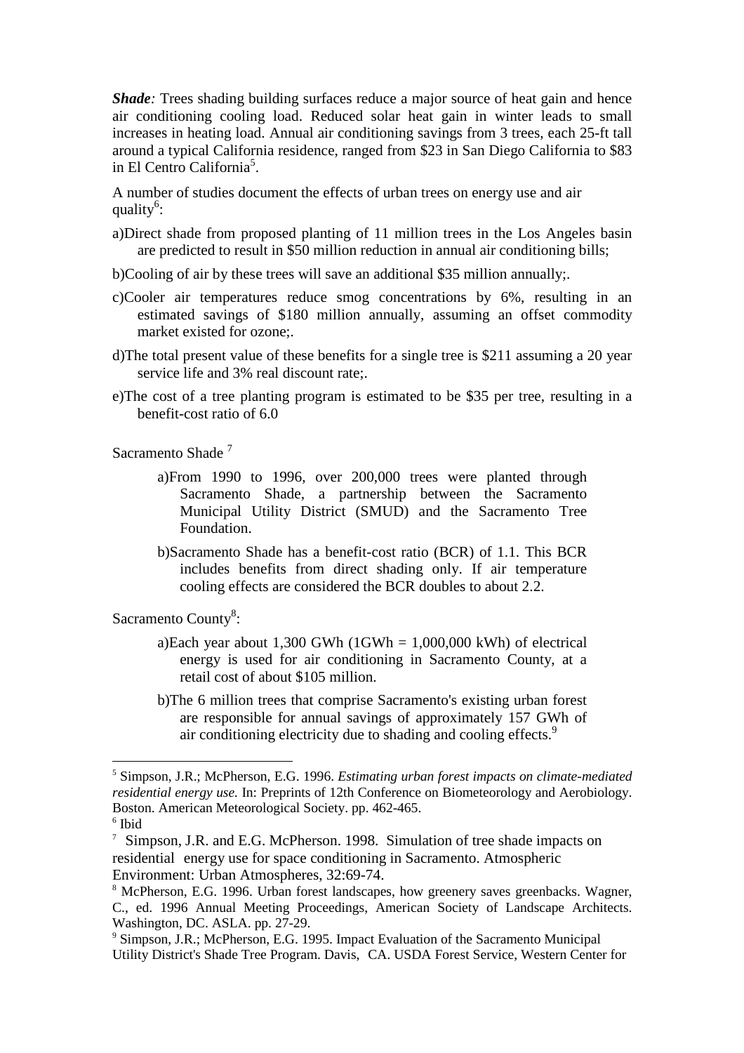***Shade:*** Trees shading building surfaces reduce a major source of heat gain and hence air conditioning cooling load. Reduced solar heat gain in winter leads to small increases in heating load. Annual air conditioning savings from 3 trees, each 25-ft tall around a typical California residence, ranged from $23 in San Diego California to $83 in El Centro California[5].

A number of studies document the effects of urban trees on energy use and air quality[6]:

a)Direct shade from proposed planting of 11 million trees in the Los Angeles basin are predicted to result in $50 million reduction in annual air conditioning bills;

b)Cooling of air by these trees will save an additional $35 million annually;.

c)Cooler air temperatures reduce smog concentrations by 6%, resulting in an estimated savings of $180 million annually, assuming an offset commodity market existed for ozone;.

d)The total present value of these benefits for a single tree is $211 assuming a 20 year service life and 3% real discount rate;.

e)The cost of a tree planting program is estimated to be $35 per tree, resulting in a benefit-cost ratio of 6.0

Sacramento Shade [7]

a)From 1990 to 1996, over 200,000 trees were planted through Sacramento Shade, a partnership between the Sacramento Municipal Utility District (SMUD) and the Sacramento Tree Foundation.

b)Sacramento Shade has a benefit-cost ratio (BCR) of 1.1. This BCR includes benefits from direct shading only. If air temperature cooling effects are considered the BCR doubles to about 2.2.

Sacramento County[8]:

a)Each year about 1,300 GWh (1GWh = 1,000,000 kWh) of electrical energy is used for air conditioning in Sacramento County, at a retail cost of about $105 million.

b)The 6 million trees that comprise Sacramento's existing urban forest are responsible for annual savings of approximately 157 GWh of air conditioning electricity due to shading and cooling effects.[9]

---

[5] Simpson, J.R.; McPherson, E.G. 1996. *Estimating urban forest impacts on climate-mediated residential energy use.* In: Preprints of 12th Conference on Biometeorology and Aerobiology. Boston. American Meteorological Society. pp. 462-465.

[6] Ibid

[7] Simpson, J.R. and E.G. McPherson. 1998. Simulation of tree shade impacts on residential energy use for space conditioning in Sacramento. Atmospheric Environment: Urban Atmospheres, 32:69-74.

[8] McPherson, E.G. 1996. Urban forest landscapes, how greenery saves greenbacks. Wagner, C., ed. 1996 Annual Meeting Proceedings, American Society of Landscape Architects. Washington, DC. ASLA. pp. 27-29.

[9] Simpson, J.R.; McPherson, E.G. 1995. Impact Evaluation of the Sacramento Municipal Utility District's Shade Tree Program. Davis, CA. USDA Forest Service, Western Center for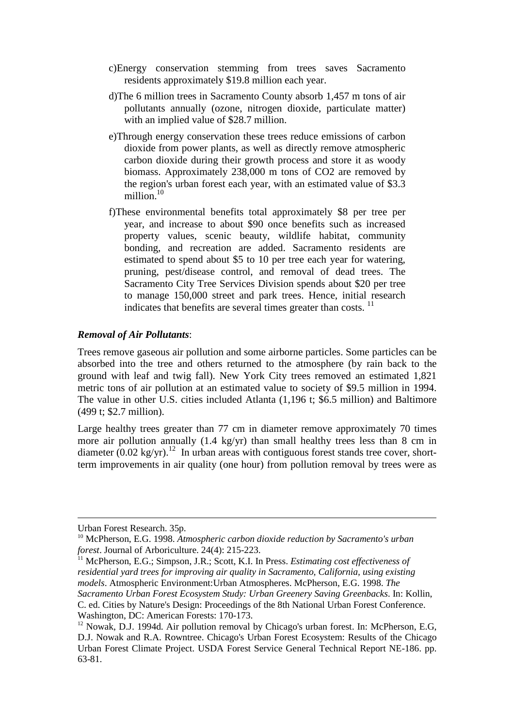c) Energy conservation stemming from trees saves Sacramento residents approximately \$19.8 million each year.

d) The 6 million trees in Sacramento County absorb 1,457 m tons of air pollutants annually (ozone, nitrogen dioxide, particulate matter) with an implied value of \$28.7 million.

e) Through energy conservation these trees reduce emissions of carbon dioxide from power plants, as well as directly remove atmospheric carbon dioxide during their growth process and store it as woody biomass. Approximately 238,000 m tons of $CO_2$ are removed by the region's urban forest each year, with an estimated value of \$3.3 million.[10]

f) These environmental benefits total approximately \$8 per tree per year, and increase to about \$90 once benefits such as increased property values, scenic beauty, wildlife habitat, community bonding, and recreation are added. Sacramento residents are estimated to spend about \$5 to 10 per tree each year for watering, pruning, pest/disease control, and removal of dead trees. The Sacramento City Tree Services Division spends about \$20 per tree to manage 150,000 street and park trees. Hence, initial research indicates that benefits are several times greater than costs.[11]

***Removal of Air Pollutants***:

Trees remove gaseous air pollution and some airborne particles. Some particles can be absorbed into the tree and others returned to the atmosphere (by rain back to the ground with leaf and twig fall). New York City trees removed an estimated 1,821 metric tons of air pollution at an estimated value to society of \$9.5 million in 1994. The value in other U.S. cities included Atlanta (1,196 t; \$6.5 million) and Baltimore (499 t; \$2.7 million).

Large healthy trees greater than 77 cm in diameter remove approximately 70 times more air pollution annually (1.4 kg/yr) than small healthy trees less than 8 cm in diameter (0.02 kg/yr).[12] In urban areas with contiguous forest stands tree cover, short-term improvements in air quality (one hour) from pollution removal by trees were as

---

Urban Forest Research. 35p.

[10] McPherson, E.G. 1998. *Atmospheric carbon dioxide reduction by Sacramento's urban forest*. Journal of Arboriculture. 24(4): 215-223.

[11] McPherson, E.G.; Simpson, J.R.; Scott, K.I. In Press. *Estimating cost effectiveness of residential yard trees for improving air quality in Sacramento, California, using existing models*. Atmospheric Environment:Urban Atmospheres. McPherson, E.G. 1998. *The Sacramento Urban Forest Ecosystem Study: Urban Greenery Saving Greenbacks*. In: Kollin, C. ed. Cities by Nature's Design: Proceedings of the 8th National Urban Forest Conference. Washington, DC: American Forests: 170-173.

[12] Nowak, D.J. 1994d. Air pollution removal by Chicago's urban forest. In: McPherson, E.G, D.J. Nowak and R.A. Rowntree. Chicago's Urban Forest Ecosystem: Results of the Chicago Urban Forest Climate Project. USDA Forest Service General Technical Report NE-186. pp. 63-81.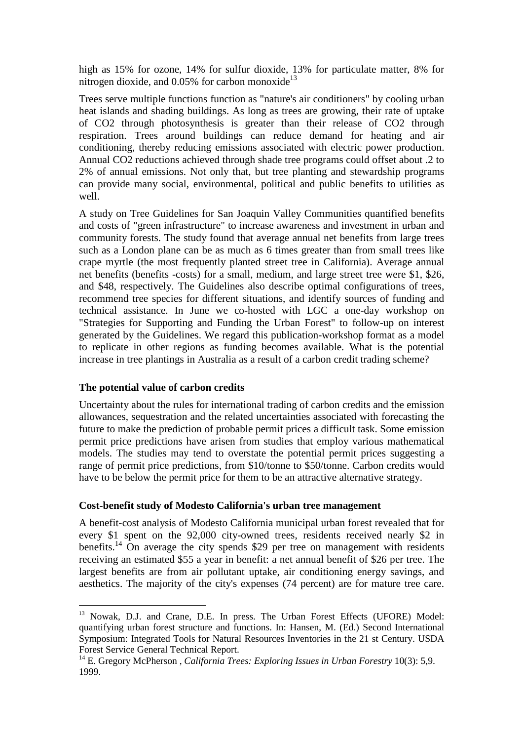high as 15% for ozone, 14% for sulfur dioxide, 13% for particulate matter, 8% for nitrogen dioxide, and 0.05% for carbon monoxide[13]

Trees serve multiple functions function as "nature's air conditioners" by cooling urban heat islands and shading buildings. As long as trees are growing, their rate of uptake of CO2 through photosynthesis is greater than their release of CO2 through respiration. Trees around buildings can reduce demand for heating and air conditioning, thereby reducing emissions associated with electric power production. Annual CO2 reductions achieved through shade tree programs could offset about .2 to 2% of annual emissions. Not only that, but tree planting and stewardship programs can provide many social, environmental, political and public benefits to utilities as well.

A study on Tree Guidelines for San Joaquin Valley Communities quantified benefits and costs of "green infrastructure" to increase awareness and investment in urban and community forests. The study found that average annual net benefits from large trees such as a London plane can be as much as 6 times greater than from small trees like crape myrtle (the most frequently planted street tree in California). Average annual net benefits (benefits -costs) for a small, medium, and large street tree were $1, $26, and $48, respectively. The Guidelines also describe optimal configurations of trees, recommend tree species for different situations, and identify sources of funding and technical assistance. In June we co-hosted with LGC a one-day workshop on "Strategies for Supporting and Funding the Urban Forest" to follow-up on interest generated by the Guidelines. We regard this publication-workshop format as a model to replicate in other regions as funding becomes available. What is the potential increase in tree plantings in Australia as a result of a carbon credit trading scheme?

**The potential value of carbon credits**

Uncertainty about the rules for international trading of carbon credits and the emission allowances, sequestration and the related uncertainties associated with forecasting the future to make the prediction of probable permit prices a difficult task. Some emission permit price predictions have arisen from studies that employ various mathematical models. The studies may tend to overstate the potential permit prices suggesting a range of permit price predictions, from $10/tonne to $50/tonne. Carbon credits would have to be below the permit price for them to be an attractive alternative strategy.

**Cost-benefit study of Modesto California's urban tree management**

A benefit-cost analysis of Modesto California municipal urban forest revealed that for every $1 spent on the 92,000 city-owned trees, residents received nearly $2 in benefits.[14] On average the city spends $29 per tree on management with residents receiving an estimated $55 a year in benefit: a net annual benefit of $26 per tree. The largest benefits are from air pollutant uptake, air conditioning energy savings, and aesthetics. The majority of the city's expenses (74 percent) are for mature tree care.

---

[13] Nowak, D.J. and Crane, D.E. In press. The Urban Forest Effects (UFORE) Model: quantifying urban forest structure and functions. In: Hansen, M. (Ed.) Second International Symposium: Integrated Tools for Natural Resources Inventories in the 21 st Century. USDA Forest Service General Technical Report.

[14] E. Gregory McPherson , *California Trees: Exploring Issues in Urban Forestry* 10(3): 5,9. 1999.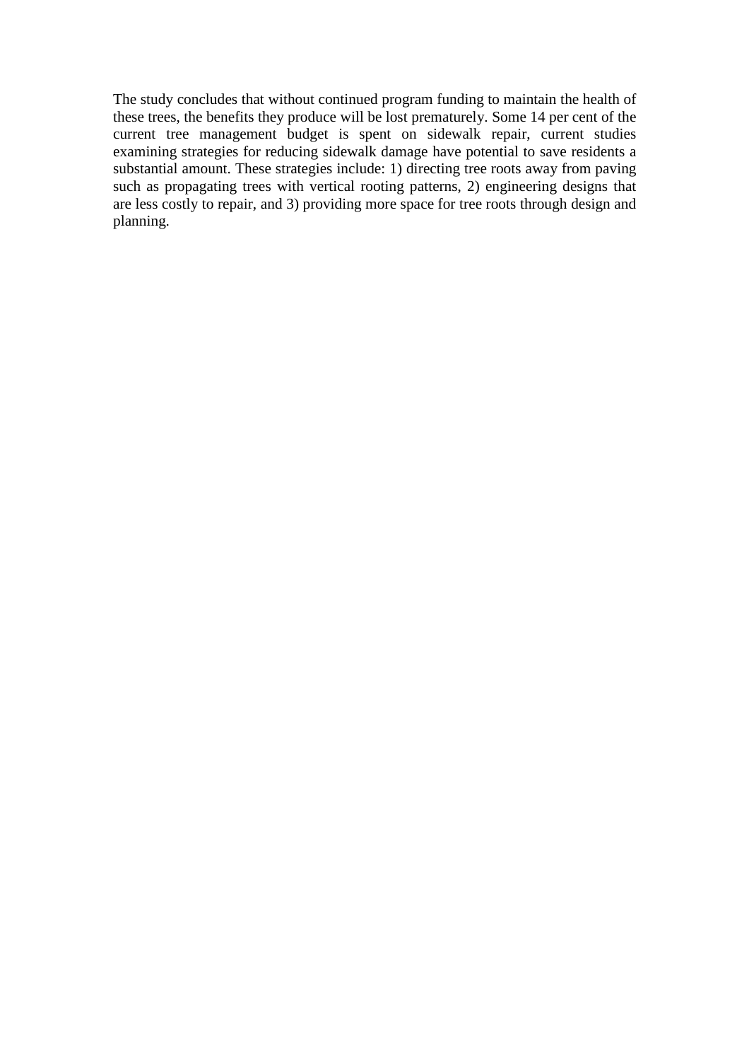The study concludes that without continued program funding to maintain the health of these trees, the benefits they produce will be lost prematurely. Some 14 per cent of the current tree management budget is spent on sidewalk repair, current studies examining strategies for reducing sidewalk damage have potential to save residents a substantial amount. These strategies include: 1) directing tree roots away from paving such as propagating trees with vertical rooting patterns, 2) engineering designs that are less costly to repair, and 3) providing more space for tree roots through design and planning.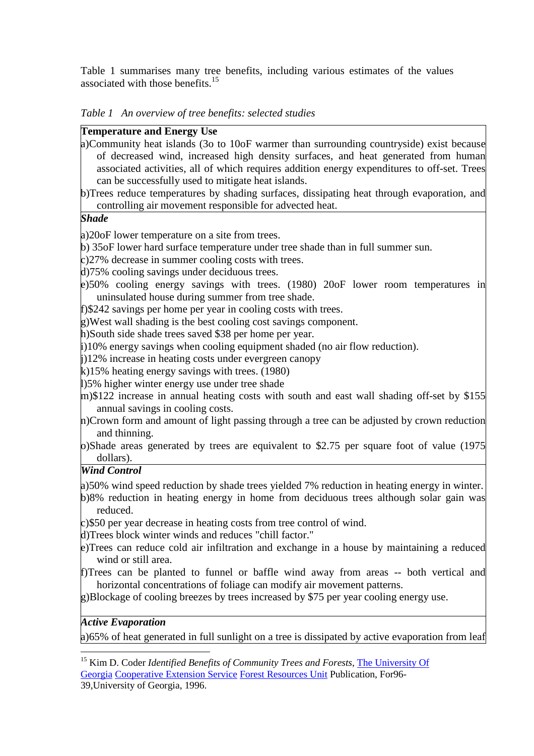Table 1 summarises many tree benefits, including various estimates of the values associated with those benefits.[15]

*Table 1 An overview of tree benefits: selected studies*

**Temperature and Energy Use**

a)Community heat islands (3o to 10oF warmer than surrounding countryside) exist because of decreased wind, increased high density surfaces, and heat generated from human associated activities, all of which requires addition energy expenditures to off-set. Trees can be successfully used to mitigate heat islands.

b)Trees reduce temperatures by shading surfaces, dissipating heat through evaporation, and controlling air movement responsible for advected heat.

***Shade***

a)20oF lower temperature on a site from trees.

b) 35oF lower hard surface temperature under tree shade than in full summer sun.

c)27% decrease in summer cooling costs with trees.

d)75% cooling savings under deciduous trees.

e)50% cooling energy savings with trees. (1980) 20oF lower room temperatures in uninsulated house during summer from tree shade.

f)$242 savings per home per year in cooling costs with trees.

g)West wall shading is the best cooling cost savings component.

h)South side shade trees saved $38 per home per year.

i)10% energy savings when cooling equipment shaded (no air flow reduction).

j)12% increase in heating costs under evergreen canopy

k)15% heating energy savings with trees. (1980)

l)5% higher winter energy use under tree shade

m)$122 increase in annual heating costs with south and east wall shading off-set by $155 annual savings in cooling costs.

n)Crown form and amount of light passing through a tree can be adjusted by crown reduction and thinning.

o)Shade areas generated by trees are equivalent to $2.75 per square foot of value (1975 dollars).

***Wind Control***

a)50% wind speed reduction by shade trees yielded 7% reduction in heating energy in winter.

b)8% reduction in heating energy in home from deciduous trees although solar gain was reduced.

c)$50 per year decrease in heating costs from tree control of wind.

d)Trees block winter winds and reduces "chill factor."

e)Trees can reduce cold air infiltration and exchange in a house by maintaining a reduced wind or still area.

f)Trees can be planted to funnel or baffle wind away from areas -- both vertical and horizontal concentrations of foliage can modify air movement patterns.

g)Blockage of cooling breezes by trees increased by $75 per year cooling energy use.

***Active Evaporation***

a)65% of heat generated in full sunlight on a tree is dissipated by active evaporation from leaf

---

[15] Kim D. Coder *Identified Benefits of Community Trees and Forests*, The University Of Georgia Cooperative Extension Service Forest Resources Unit Publication, For96-39,University of Georgia, 1996.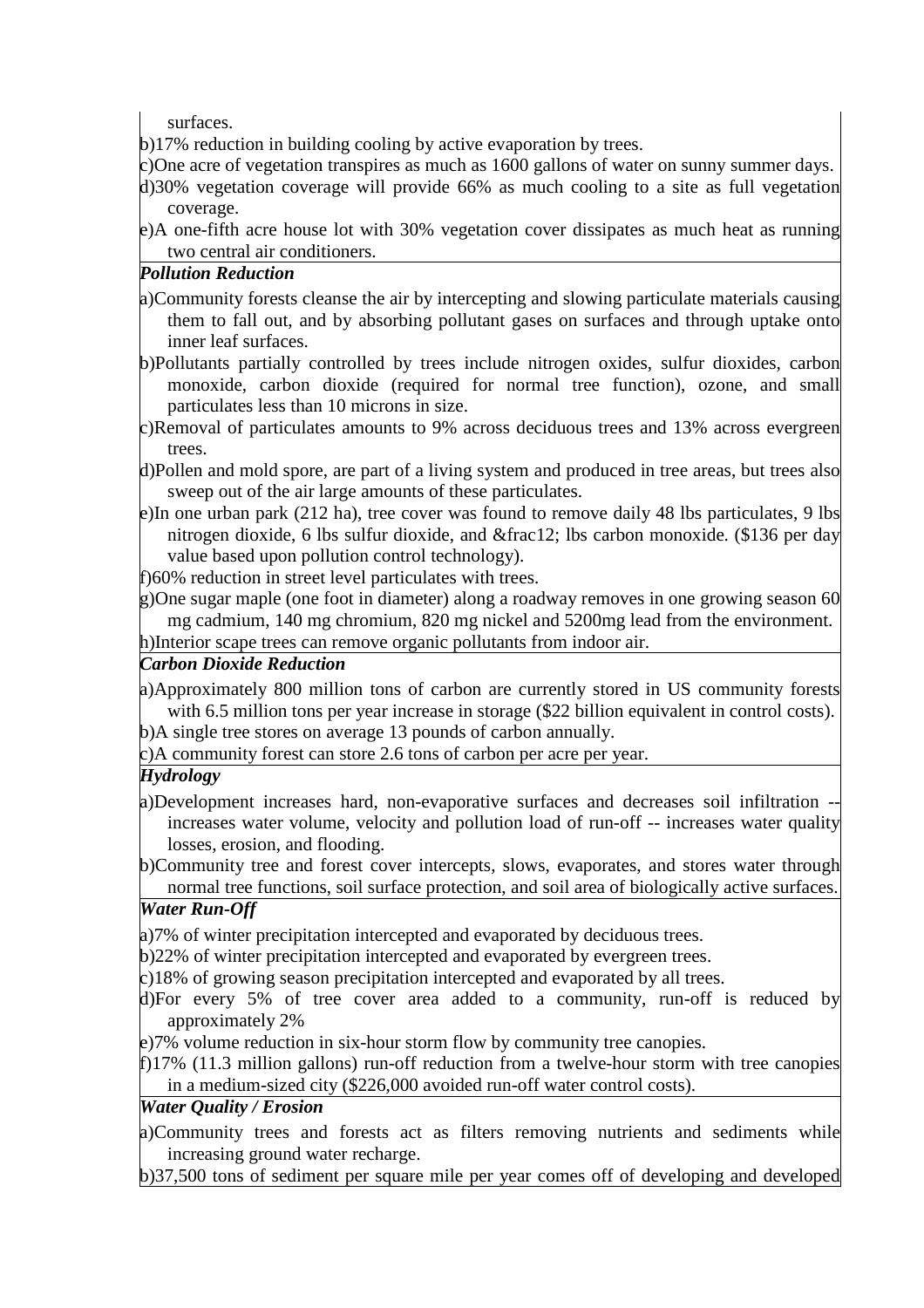surfaces.

b)17% reduction in building cooling by active evaporation by trees.

c)One acre of vegetation transpires as much as 1600 gallons of water on sunny summer days.

d)30% vegetation coverage will provide 66% as much cooling to a site as full vegetation coverage.

e)A one-fifth acre house lot with 30% vegetation cover dissipates as much heat as running two central air conditioners.

***Pollution Reduction***

a)Community forests cleanse the air by intercepting and slowing particulate materials causing them to fall out, and by absorbing pollutant gases on surfaces and through uptake onto inner leaf surfaces.

b)Pollutants partially controlled by trees include nitrogen oxides, sulfur dioxides, carbon monoxide, carbon dioxide (required for normal tree function), ozone, and small particulates less than 10 microns in size.

c)Removal of particulates amounts to 9% across deciduous trees and 13% across evergreen trees.

d)Pollen and mold spore, are part of a living system and produced in tree areas, but trees also sweep out of the air large amounts of these particulates.

e)In one urban park (212 ha), tree cover was found to remove daily 48 lbs particulates, 9 lbs nitrogen dioxide, 6 lbs sulfur dioxide, and &frac12; lbs carbon monoxide. ($136 per day value based upon pollution control technology).

f)60% reduction in street level particulates with trees.

g)One sugar maple (one foot in diameter) along a roadway removes in one growing season 60 mg cadmium, 140 mg chromium, 820 mg nickel and 5200mg lead from the environment.

h)Interior scape trees can remove organic pollutants from indoor air.

***Carbon Dioxide Reduction***

a)Approximately 800 million tons of carbon are currently stored in US community forests with 6.5 million tons per year increase in storage ($22 billion equivalent in control costs).

b)A single tree stores on average 13 pounds of carbon annually.

c)A community forest can store 2.6 tons of carbon per acre per year.

***Hydrology***

a)Development increases hard, non-evaporative surfaces and decreases soil infiltration -- increases water volume, velocity and pollution load of run-off -- increases water quality losses, erosion, and flooding.

b)Community tree and forest cover intercepts, slows, evaporates, and stores water through normal tree functions, soil surface protection, and soil area of biologically active surfaces.

***Water Run-Off***

a)7% of winter precipitation intercepted and evaporated by deciduous trees.

b)22% of winter precipitation intercepted and evaporated by evergreen trees.

c)18% of growing season precipitation intercepted and evaporated by all trees.

d)For every 5% of tree cover area added to a community, run-off is reduced by approximately 2%

e)7% volume reduction in six-hour storm flow by community tree canopies.

f)17% (11.3 million gallons) run-off reduction from a twelve-hour storm with tree canopies in a medium-sized city ($226,000 avoided run-off water control costs).

***Water Quality / Erosion***

a)Community trees and forests act as filters removing nutrients and sediments while increasing ground water recharge.

b)37,500 tons of sediment per square mile per year comes off of developing and developed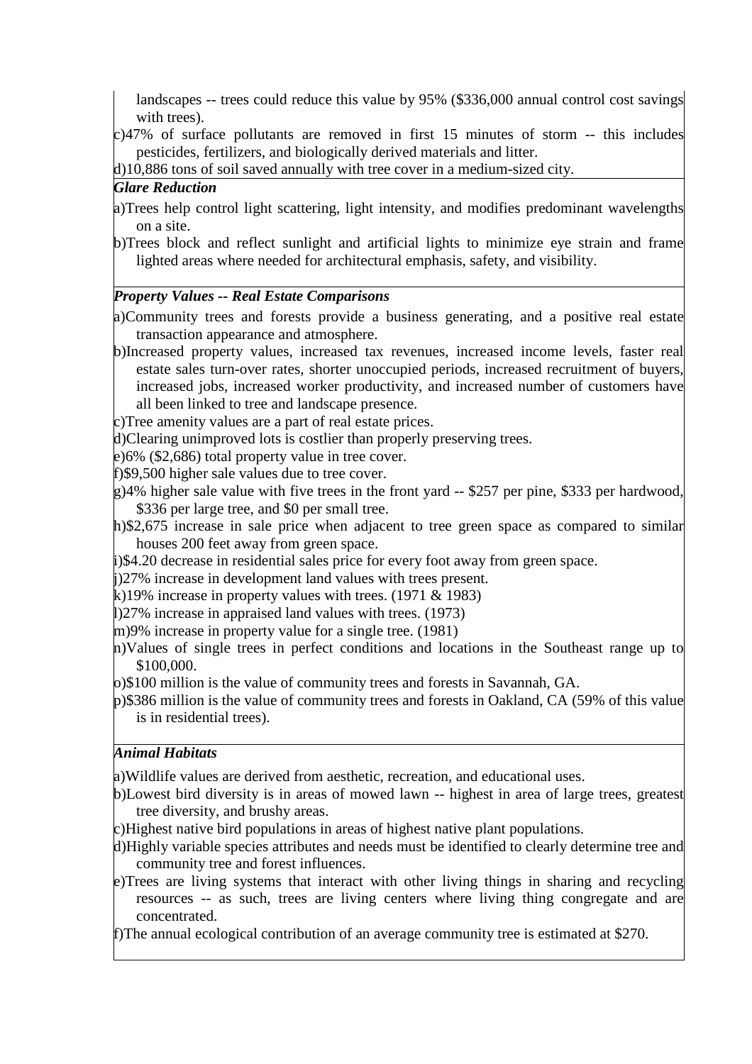landscapes -- trees could reduce this value by 95% ($336,000 annual control cost savings with trees).

c)47% of surface pollutants are removed in first 15 minutes of storm -- this includes pesticides, fertilizers, and biologically derived materials and litter.

d)10,886 tons of soil saved annually with tree cover in a medium-sized city.

***Glare Reduction***

a)Trees help control light scattering, light intensity, and modifies predominant wavelengths on a site.

b)Trees block and reflect sunlight and artificial lights to minimize eye strain and frame lighted areas where needed for architectural emphasis, safety, and visibility.

***Property Values -- Real Estate Comparisons***

a)Community trees and forests provide a business generating, and a positive real estate transaction appearance and atmosphere.

b)Increased property values, increased tax revenues, increased income levels, faster real estate sales turn-over rates, shorter unoccupied periods, increased recruitment of buyers, increased jobs, increased worker productivity, and increased number of customers have all been linked to tree and landscape presence.

c)Tree amenity values are a part of real estate prices.

d)Clearing unimproved lots is costlier than properly preserving trees.

e)6% ($2,686) total property value in tree cover.

f)$9,500 higher sale values due to tree cover.

g)4% higher sale value with five trees in the front yard -- $257 per pine, $333 per hardwood, $336 per large tree, and $0 per small tree.

h)$2,675 increase in sale price when adjacent to tree green space as compared to similar houses 200 feet away from green space.

i)$4.20 decrease in residential sales price for every foot away from green space.

j)27% increase in development land values with trees present.

k)19% increase in property values with trees. (1971 & 1983)

l)27% increase in appraised land values with trees. (1973)

m)9% increase in property value for a single tree. (1981)

n)Values of single trees in perfect conditions and locations in the Southeast range up to $100,000.

o)$100 million is the value of community trees and forests in Savannah, GA.

p)$386 million is the value of community trees and forests in Oakland, CA (59% of this value is in residential trees).

***Animal Habitats***

a)Wildlife values are derived from aesthetic, recreation, and educational uses.

b)Lowest bird diversity is in areas of mowed lawn -- highest in area of large trees, greatest tree diversity, and brushy areas.

c)Highest native bird populations in areas of highest native plant populations.

d)Highly variable species attributes and needs must be identified to clearly determine tree and community tree and forest influences.

e)Trees are living systems that interact with other living things in sharing and recycling resources -- as such, trees are living centers where living thing congregate and are concentrated.

f)The annual ecological contribution of an average community tree is estimated at $270.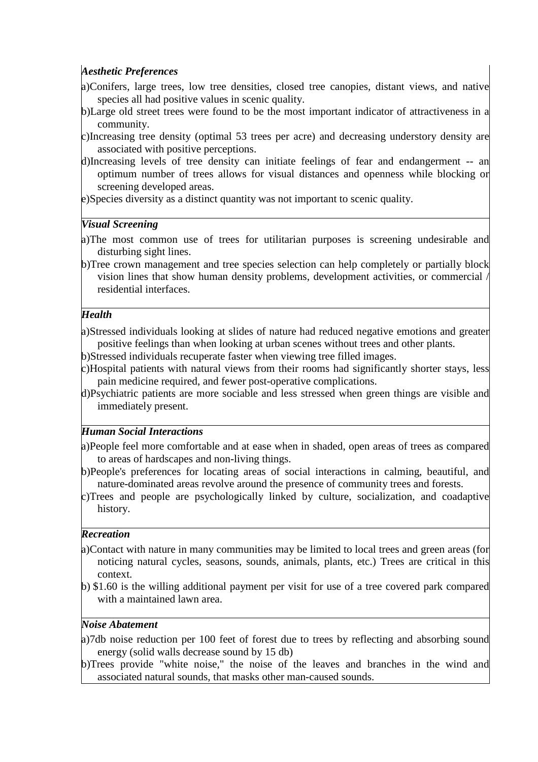| |
|---|
| ***Aesthetic Preferences***<br>a)Conifers, large trees, low tree densities, closed tree canopies, distant views, and native species all had positive values in scenic quality.<br>b)Large old street trees were found to be the most important indicator of attractiveness in a community.<br>c)Increasing tree density (optimal 53 trees per acre) and decreasing understory density are associated with positive perceptions.<br>d)Increasing levels of tree density can initiate feelings of fear and endangerment -- an optimum number of trees allows for visual distances and openness while blocking or screening developed areas.<br>e)Species diversity as a distinct quantity was not important to scenic quality. |
| ***Visual Screening***<br>a)The most common use of trees for utilitarian purposes is screening undesirable and disturbing sight lines.<br>b)Tree crown management and tree species selection can help completely or partially block vision lines that show human density problems, development activities, or commercial / residential interfaces. |
| ***Health***<br>a)Stressed individuals looking at slides of nature had reduced negative emotions and greater positive feelings than when looking at urban scenes without trees and other plants.<br>b)Stressed individuals recuperate faster when viewing tree filled images.<br>c)Hospital patients with natural views from their rooms had significantly shorter stays, less pain medicine required, and fewer post-operative complications.<br>d)Psychiatric patients are more sociable and less stressed when green things are visible and immediately present. |
| ***Human Social Interactions***<br>a)People feel more comfortable and at ease when in shaded, open areas of trees as compared to areas of hardscapes and non-living things.<br>b)People's preferences for locating areas of social interactions in calming, beautiful, and nature-dominated areas revolve around the presence of community trees and forests.<br>c)Trees and people are psychologically linked by culture, socialization, and coadaptive history. |
| ***Recreation***<br>a)Contact with nature in many communities may be limited to local trees and green areas (for noticing natural cycles, seasons, sounds, animals, plants, etc.) Trees are critical in this context.<br>b) $1.60 is the willing additional payment per visit for use of a tree covered park compared with a maintained lawn area. |
| ***Noise Abatement***<br>a)7db noise reduction per 100 feet of forest due to trees by reflecting and absorbing sound energy (solid walls decrease sound by 15 db)<br>b)Trees provide "white noise," the noise of the leaves and branches in the wind and associated natural sounds, that masks other man-caused sounds. |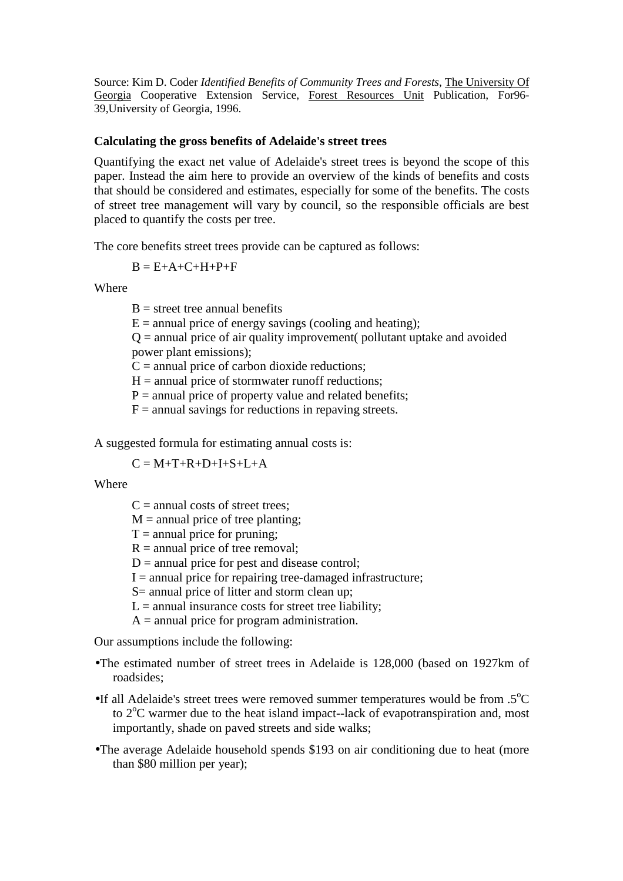Source: Kim D. Coder *Identified Benefits of Community Trees and Forests*, The University Of Georgia Cooperative Extension Service, Forest Resources Unit Publication, For96-39,University of Georgia, 1996.

**Calculating the gross benefits of Adelaide's street trees**

Quantifying the exact net value of Adelaide's street trees is beyond the scope of this paper. Instead the aim here to provide an overview of the kinds of benefits and costs that should be considered and estimates, especially for some of the benefits. The costs of street tree management will vary by council, so the responsible officials are best placed to quantify the costs per tree.

The core benefits street trees provide can be captured as follows:

$$B = E+A+C+H+P+F$$

Where

$B$ = street tree annual benefits
$E$ = annual price of energy savings (cooling and heating);
$Q$ = annual price of air quality improvement( pollutant uptake and avoided power plant emissions);
$C$ = annual price of carbon dioxide reductions;
$H$ = annual price of stormwater runoff reductions;
$P$ = annual price of property value and related benefits;
$F$ = annual savings for reductions in repaving streets.

A suggested formula for estimating annual costs is:

$$C = M+T+R+D+I+S+L+A$$

Where

$C$ = annual costs of street trees;
$M$ = annual price of tree planting;
$T$ = annual price for pruning;
$R$ = annual price of tree removal;
$D$ = annual price for pest and disease control;
$I$ = annual price for repairing tree-damaged infrastructure;
$S$= annual price of litter and storm clean up;
$L$ = annual insurance costs for street tree liability;
$A$ = annual price for program administration.

Our assumptions include the following:

- The estimated number of street trees in Adelaide is 128,000 (based on 1927km of roadsides;
- If all Adelaide's street trees were removed summer temperatures would be from .5°C to 2°C warmer due to the heat island impact--lack of evapotranspiration and, most importantly, shade on paved streets and side walks;
- The average Adelaide household spends $193 on air conditioning due to heat (more than $80 million per year);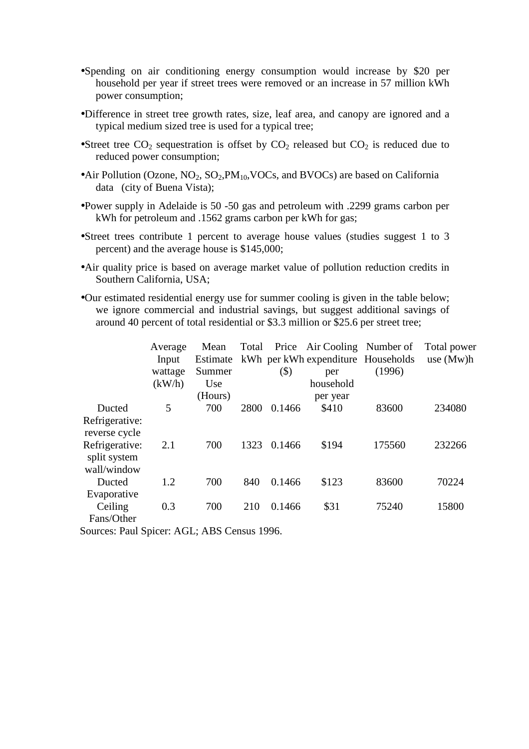- Spending on air conditioning energy consumption would increase by $20 per household per year if street trees were removed or an increase in 57 million kWh power consumption;
- Difference in street tree growth rates, size, leaf area, and canopy are ignored and a typical medium sized tree is used for a typical tree;
- Street tree $CO_2$ sequestration is offset by $CO_2$ released but $CO_2$ is reduced due to reduced power consumption;
- Air Pollution (Ozone, $NO_2$, $SO_2$, $PM_{10}$, VOCs, and BVOCs) are based on California data (city of Buena Vista);
- Power supply in Adelaide is 50 -50 gas and petroleum with .2299 grams carbon per kWh for petroleum and .1562 grams carbon per kWh for gas;
- Street trees contribute 1 percent to average house values (studies suggest 1 to 3 percent) and the average house is $145,000;
- Air quality price is based on average market value of pollution reduction credits in Southern California, USA;
- Our estimated residential energy use for summer cooling is given in the table below; we ignore commercial and industrial savings, but suggest additional savings of around 40 percent of total residential or $3.3 million or $25.6 per street tree;

| | Average Input wattage (kW/h) | Mean Estimate Summer Use (Hours) | Total kWh | Price per kWh ($) | Air Cooling expenditure per household per year | Number of Households (1996) | Total power use (Mw)h |
|---|---|---|---|---|---|---|---|
| Ducted Refrigerative: reverse cycle | 5 | 700 | 2800 | 0.1466 | $410 | 83600 | 234080 |
| Refrigerative: split system wall/window | 2.1 | 700 | 1323 | 0.1466 | $194 | 175560 | 232266 |
| Ducted Evaporative | 1.2 | 700 | 840 | 0.1466 | $123 | 83600 | 70224 |
| Ceiling Fans/Other | 0.3 | 700 | 210 | 0.1466 | $31 | 75240 | 15800 |

Sources: Paul Spicer: AGL; ABS Census 1996.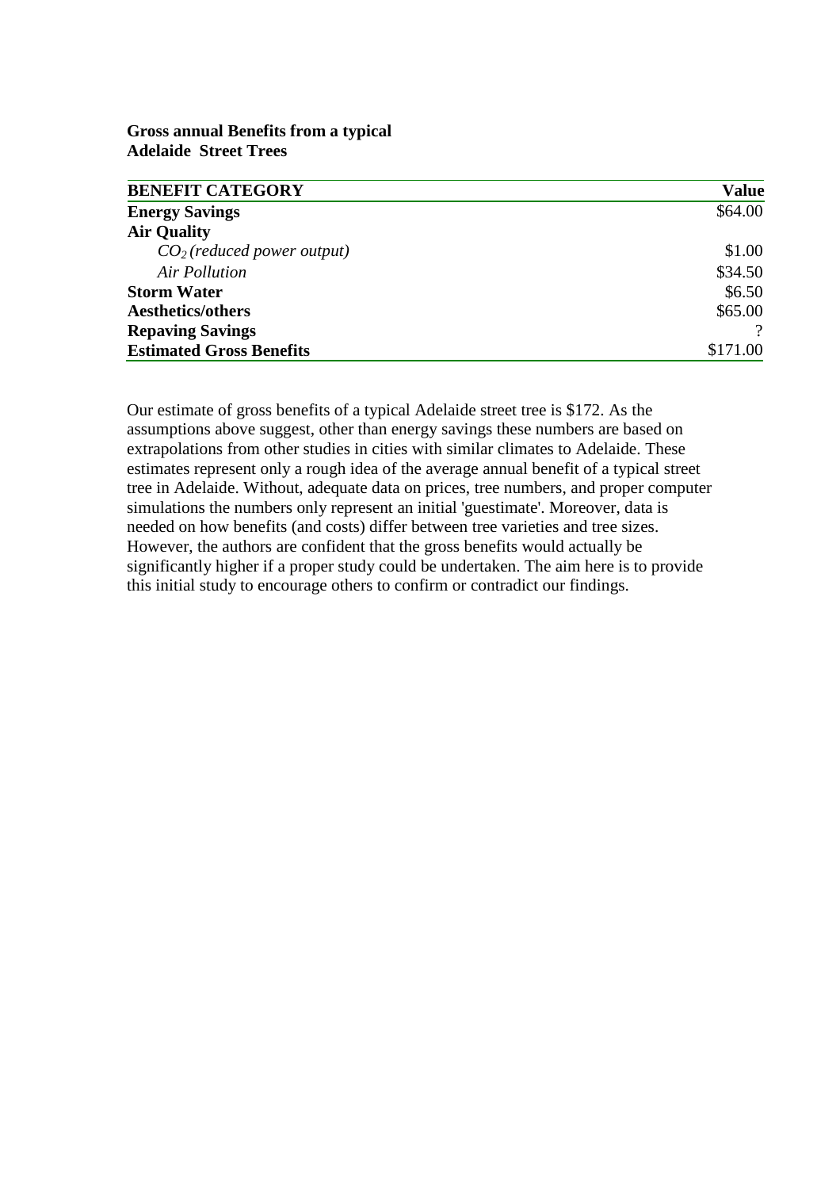**Gross annual Benefits from a typical Adelaide Street Trees**

| BENEFIT CATEGORY | Value |
| --- | --- |
| **Energy Savings** | $64.00 |
| **Air Quality** | |
| *$CO_2$ (reduced power output)* | $1.00 |
| *Air Pollution* | $34.50 |
| **Storm Water** | $6.50 |
| **Aesthetics/others** | $65.00 |
| **Repaving Savings** | ? |
| **Estimated Gross Benefits** | $171.00 |

Our estimate of gross benefits of a typical Adelaide street tree is $172. As the assumptions above suggest, other than energy savings these numbers are based on extrapolations from other studies in cities with similar climates to Adelaide. These estimates represent only a rough idea of the average annual benefit of a typical street tree in Adelaide. Without, adequate data on prices, tree numbers, and proper computer simulations the numbers only represent an initial 'guestimate'. Moreover, data is needed on how benefits (and costs) differ between tree varieties and tree sizes. However, the authors are confident that the gross benefits would actually be significantly higher if a proper study could be undertaken. The aim here is to provide this initial study to encourage others to confirm or contradict our findings.